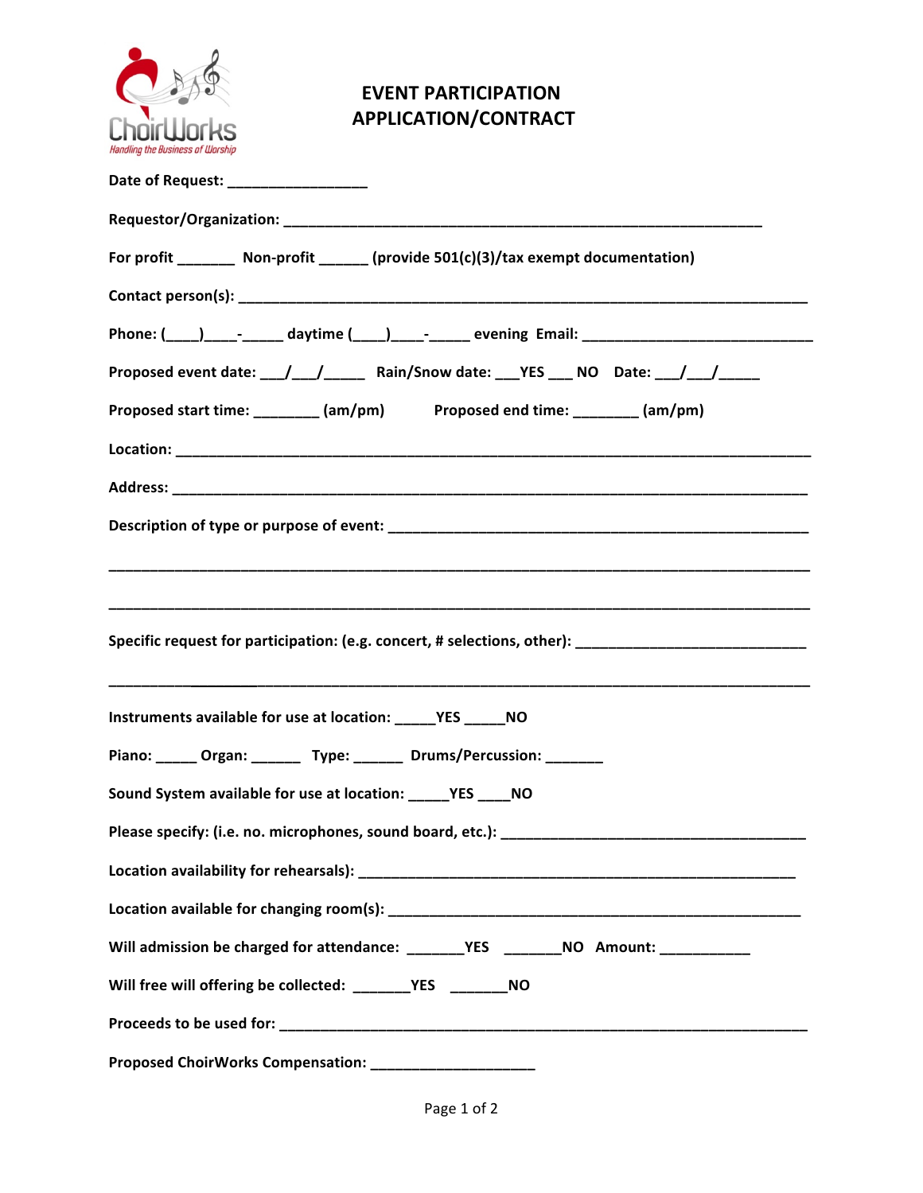ChoirWorks
*Handling the Business of Worship*

# EVENT PARTICIPATION APPLICATION/CONTRACT

**Date of Request:** ________________

**Requestor/Organization:** ___________________________________________________________

**For profit** _______ **Non-profit** ______ **(provide 501(c)(3)/tax exempt documentation)**

**Contact person(s):** _______________________________________________________________________

**Phone: (____)____-_____ daytime (____)____-_____ evening Email:** ___________________________

**Proposed event date: ___/___/_____ Rain/Snow date: ___YES ___ NO Date: ___/___/_____**

**Proposed start time:** ________ **(am/pm)** **Proposed end time:** ________ **(am/pm)**

**Location:** _____________________________________________________________________________

**Address:** _____________________________________________________________________________

**Description of type or purpose of event:** ______________________________________________________

_____________________________________________________________________________________

_____________________________________________________________________________________

**Specific request for participation: (e.g. concert, # selections, other):** ___________________________

_____________________________________________________________________________________

**Instruments available for use at location: _____YES _____NO**

**Piano:** _____ **Organ:** ______ **Type:** ______ **Drums/Percussion:** _______

**Sound System available for use at location: _____YES ____NO**

**Please specify: (i.e. no. microphones, sound board, etc.):** _____________________________________

**Location availability for rehearsals):** ____________________________________________________

**Location available for changing room(s):** _________________________________________________

**Will admission be charged for attendance: _______YES _______NO Amount:** ___________

**Will free will offering be collected: _______YES _______NO**

**Proceeds to be used for:** ________________________________________________________________

**Proposed ChoirWorks Compensation:** ____________________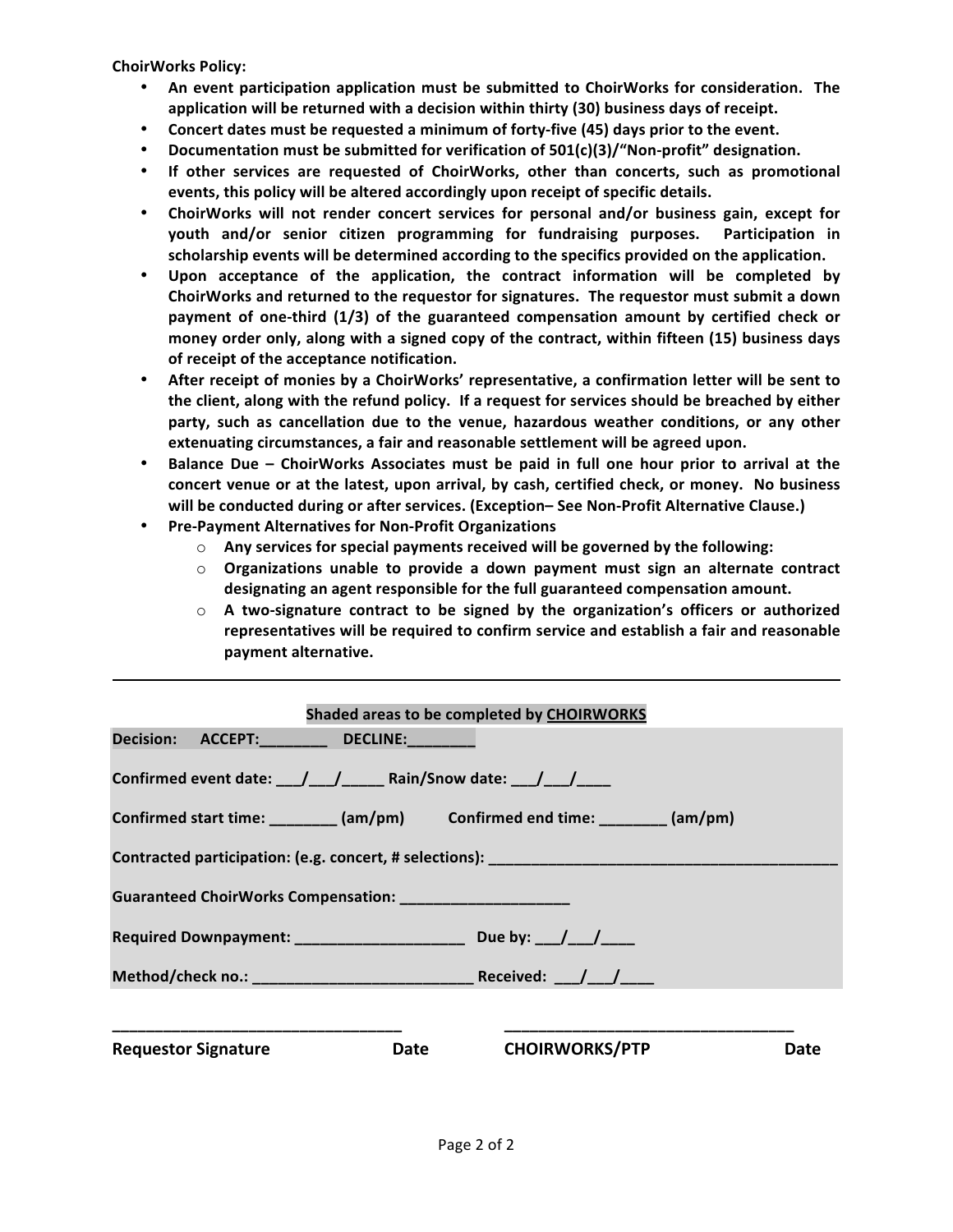**ChoirWorks Policy:**

- **An event participation application must be submitted to ChoirWorks for consideration. The application will be returned with a decision within thirty (30) business days of receipt.**
- **Concert dates must be requested a minimum of forty-five (45) days prior to the event.**
- **Documentation must be submitted for verification of 501(c)(3)/"Non-profit" designation.**
- **If other services are requested of ChoirWorks, other than concerts, such as promotional events, this policy will be altered accordingly upon receipt of specific details.**
- **ChoirWorks will not render concert services for personal and/or business gain, except for youth and/or senior citizen programming for fundraising purposes. Participation in scholarship events will be determined according to the specifics provided on the application.**
- **Upon acceptance of the application, the contract information will be completed by ChoirWorks and returned to the requestor for signatures. The requestor must submit a down payment of one-third (1/3) of the guaranteed compensation amount by certified check or money order only, along with a signed copy of the contract, within fifteen (15) business days of receipt of the acceptance notification.**
- **After receipt of monies by a ChoirWorks' representative, a confirmation letter will be sent to the client, along with the refund policy. If a request for services should be breached by either party, such as cancellation due to the venue, hazardous weather conditions, or any other extenuating circumstances, a fair and reasonable settlement will be agreed upon.**
- **Balance Due – ChoirWorks Associates must be paid in full one hour prior to arrival at the concert venue or at the latest, upon arrival, by cash, certified check, or money. No business will be conducted during or after services. (Exception– See Non-Profit Alternative Clause.)**
- **Pre-Payment Alternatives for Non-Profit Organizations**
  - **Any services for special payments received will be governed by the following:**
  - **Organizations unable to provide a down payment must sign an alternate contract designating an agent responsible for the full guaranteed compensation amount.**
  - **A two-signature contract to be signed by the organization's officers or authorized representatives will be required to confirm service and establish a fair and reasonable payment alternative.**

---

**Shaded areas to be completed by CHOIRWORKS**

**Decision: ACCEPT:________ DECLINE:________**

**Confirmed event date: ___/___/_____ Rain/Snow date: ___/___/____**

**Confirmed start time: ________ (am/pm) Confirmed end time: ________ (am/pm)**

**Contracted participation: (e.g. concert, # selections): __________________________________________**

**Guaranteed ChoirWorks Compensation: ____________________**

**Required Downpayment: ____________________ Due by: ___/___/____**

**Method/check no.: __________________________ Received: ___/___/____**

_________________________________ _________________________________

**Requestor Signature Date CHOIRWORKS/PTP Date**